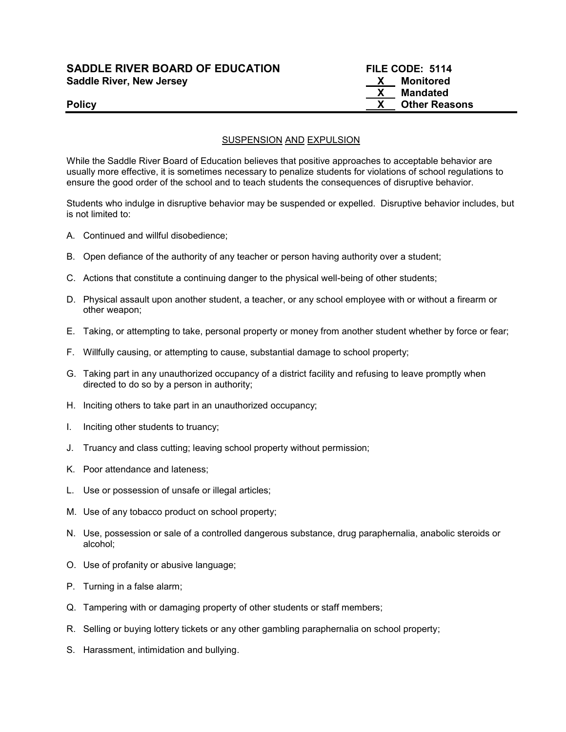**SADDLE RIVER BOARD OF EDUCATION**
**Saddle River, New Jersey**

**Policy**

**FILE CODE: 5114**
**X Monitored**
**X Mandated**
**X Other Reasons**

SUSPENSION AND EXPULSION

While the Saddle River Board of Education believes that positive approaches to acceptable behavior are usually more effective, it is sometimes necessary to penalize students for violations of school regulations to ensure the good order of the school and to teach students the consequences of disruptive behavior.

Students who indulge in disruptive behavior may be suspended or expelled. Disruptive behavior includes, but is not limited to:

A. Continued and willful disobedience;

B. Open defiance of the authority of any teacher or person having authority over a student;

C. Actions that constitute a continuing danger to the physical well-being of other students;

D. Physical assault upon another student, a teacher, or any school employee with or without a firearm or other weapon;

E. Taking, or attempting to take, personal property or money from another student whether by force or fear;

F. Willfully causing, or attempting to cause, substantial damage to school property;

G. Taking part in any unauthorized occupancy of a district facility and refusing to leave promptly when directed to do so by a person in authority;

H. Inciting others to take part in an unauthorized occupancy;

I. Inciting other students to truancy;

J. Truancy and class cutting; leaving school property without permission;

K. Poor attendance and lateness;

L. Use or possession of unsafe or illegal articles;

M. Use of any tobacco product on school property;

N. Use, possession or sale of a controlled dangerous substance, drug paraphernalia, anabolic steroids or alcohol;

O. Use of profanity or abusive language;

P. Turning in a false alarm;

Q. Tampering with or damaging property of other students or staff members;

R. Selling or buying lottery tickets or any other gambling paraphernalia on school property;

S. Harassment, intimidation and bullying.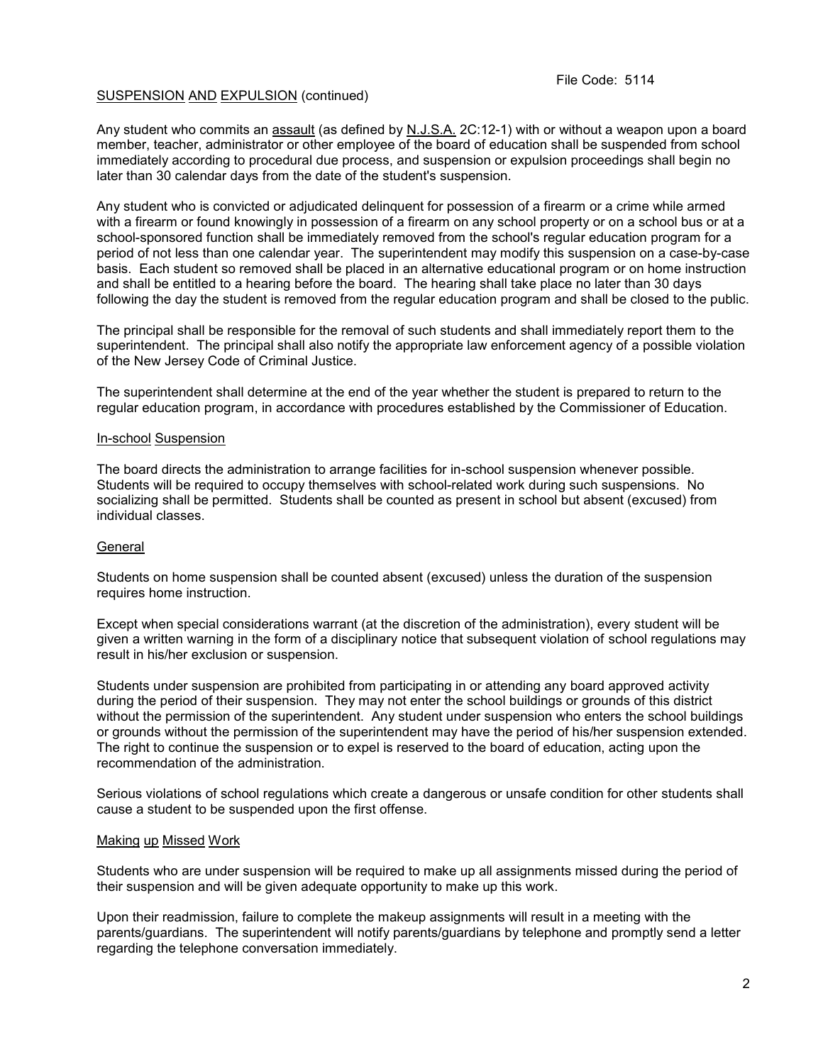SUSPENSION AND EXPULSION (continued)

Any student who commits an assault (as defined by N.J.S.A. 2C:12-1) with or without a weapon upon a board member, teacher, administrator or other employee of the board of education shall be suspended from school immediately according to procedural due process, and suspension or expulsion proceedings shall begin no later than 30 calendar days from the date of the student's suspension.

Any student who is convicted or adjudicated delinquent for possession of a firearm or a crime while armed with a firearm or found knowingly in possession of a firearm on any school property or on a school bus or at a school-sponsored function shall be immediately removed from the school's regular education program for a period of not less than one calendar year. The superintendent may modify this suspension on a case-by-case basis. Each student so removed shall be placed in an alternative educational program or on home instruction and shall be entitled to a hearing before the board. The hearing shall take place no later than 30 days following the day the student is removed from the regular education program and shall be closed to the public.

The principal shall be responsible for the removal of such students and shall immediately report them to the superintendent. The principal shall also notify the appropriate law enforcement agency of a possible violation of the New Jersey Code of Criminal Justice.

The superintendent shall determine at the end of the year whether the student is prepared to return to the regular education program, in accordance with procedures established by the Commissioner of Education.

## In-school Suspension

The board directs the administration to arrange facilities for in-school suspension whenever possible. Students will be required to occupy themselves with school-related work during such suspensions. No socializing shall be permitted. Students shall be counted as present in school but absent (excused) from individual classes.

## General

Students on home suspension shall be counted absent (excused) unless the duration of the suspension requires home instruction.

Except when special considerations warrant (at the discretion of the administration), every student will be given a written warning in the form of a disciplinary notice that subsequent violation of school regulations may result in his/her exclusion or suspension.

Students under suspension are prohibited from participating in or attending any board approved activity during the period of their suspension. They may not enter the school buildings or grounds of this district without the permission of the superintendent. Any student under suspension who enters the school buildings or grounds without the permission of the superintendent may have the period of his/her suspension extended. The right to continue the suspension or to expel is reserved to the board of education, acting upon the recommendation of the administration.

Serious violations of school regulations which create a dangerous or unsafe condition for other students shall cause a student to be suspended upon the first offense.

## Making up Missed Work

Students who are under suspension will be required to make up all assignments missed during the period of their suspension and will be given adequate opportunity to make up this work.

Upon their readmission, failure to complete the makeup assignments will result in a meeting with the parents/guardians. The superintendent will notify parents/guardians by telephone and promptly send a letter regarding the telephone conversation immediately.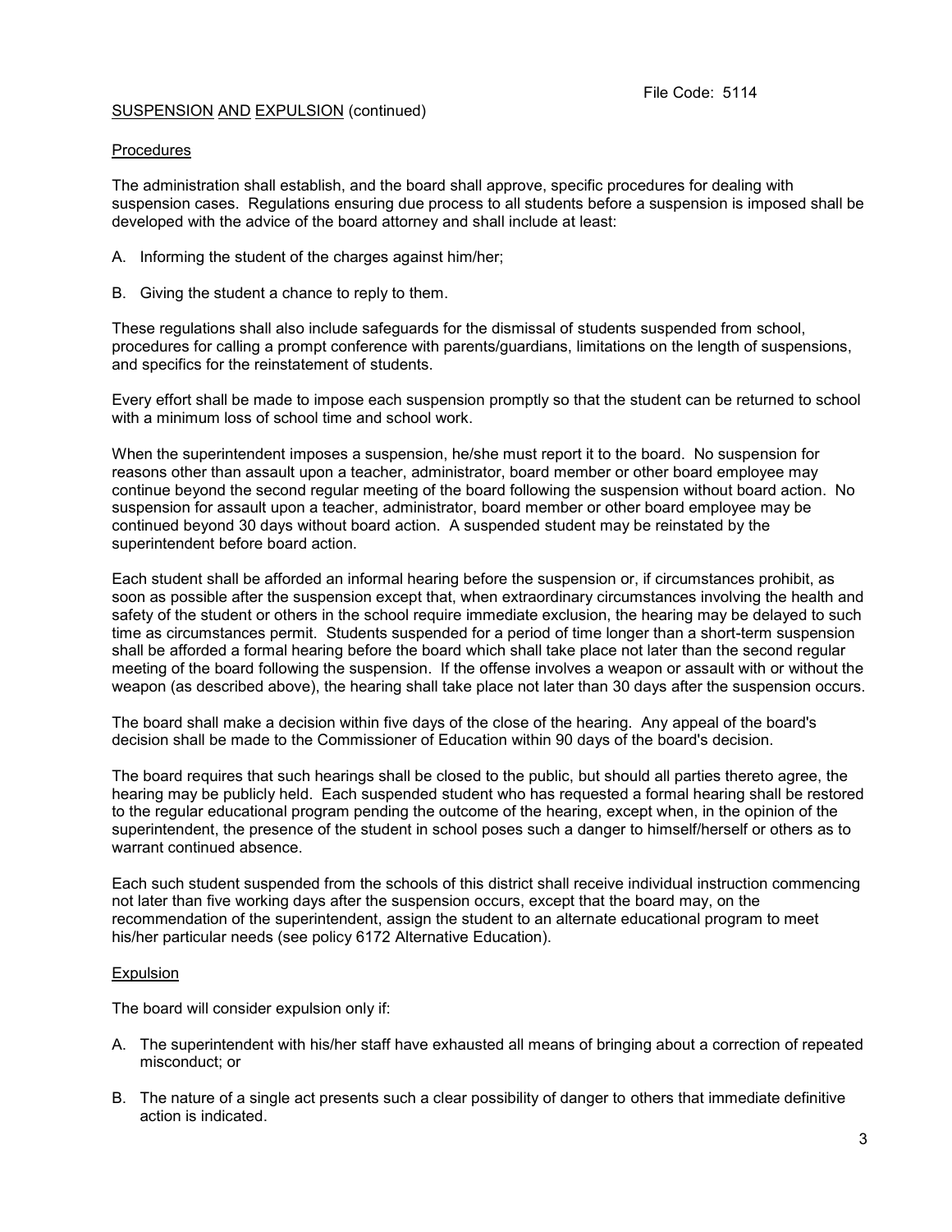File Code: 5114

SUSPENSION AND EXPULSION (continued)

Procedures

The administration shall establish, and the board shall approve, specific procedures for dealing with suspension cases. Regulations ensuring due process to all students before a suspension is imposed shall be developed with the advice of the board attorney and shall include at least:

A. Informing the student of the charges against him/her;

B. Giving the student a chance to reply to them.

These regulations shall also include safeguards for the dismissal of students suspended from school, procedures for calling a prompt conference with parents/guardians, limitations on the length of suspensions, and specifics for the reinstatement of students.

Every effort shall be made to impose each suspension promptly so that the student can be returned to school with a minimum loss of school time and school work.

When the superintendent imposes a suspension, he/she must report it to the board. No suspension for reasons other than assault upon a teacher, administrator, board member or other board employee may continue beyond the second regular meeting of the board following the suspension without board action. No suspension for assault upon a teacher, administrator, board member or other board employee may be continued beyond 30 days without board action. A suspended student may be reinstated by the superintendent before board action.

Each student shall be afforded an informal hearing before the suspension or, if circumstances prohibit, as soon as possible after the suspension except that, when extraordinary circumstances involving the health and safety of the student or others in the school require immediate exclusion, the hearing may be delayed to such time as circumstances permit. Students suspended for a period of time longer than a short-term suspension shall be afforded a formal hearing before the board which shall take place not later than the second regular meeting of the board following the suspension. If the offense involves a weapon or assault with or without the weapon (as described above), the hearing shall take place not later than 30 days after the suspension occurs.

The board shall make a decision within five days of the close of the hearing. Any appeal of the board's decision shall be made to the Commissioner of Education within 90 days of the board's decision.

The board requires that such hearings shall be closed to the public, but should all parties thereto agree, the hearing may be publicly held. Each suspended student who has requested a formal hearing shall be restored to the regular educational program pending the outcome of the hearing, except when, in the opinion of the superintendent, the presence of the student in school poses such a danger to himself/herself or others as to warrant continued absence.

Each such student suspended from the schools of this district shall receive individual instruction commencing not later than five working days after the suspension occurs, except that the board may, on the recommendation of the superintendent, assign the student to an alternate educational program to meet his/her particular needs (see policy 6172 Alternative Education).

Expulsion

The board will consider expulsion only if:

A. The superintendent with his/her staff have exhausted all means of bringing about a correction of repeated misconduct; or

B. The nature of a single act presents such a clear possibility of danger to others that immediate definitive action is indicated.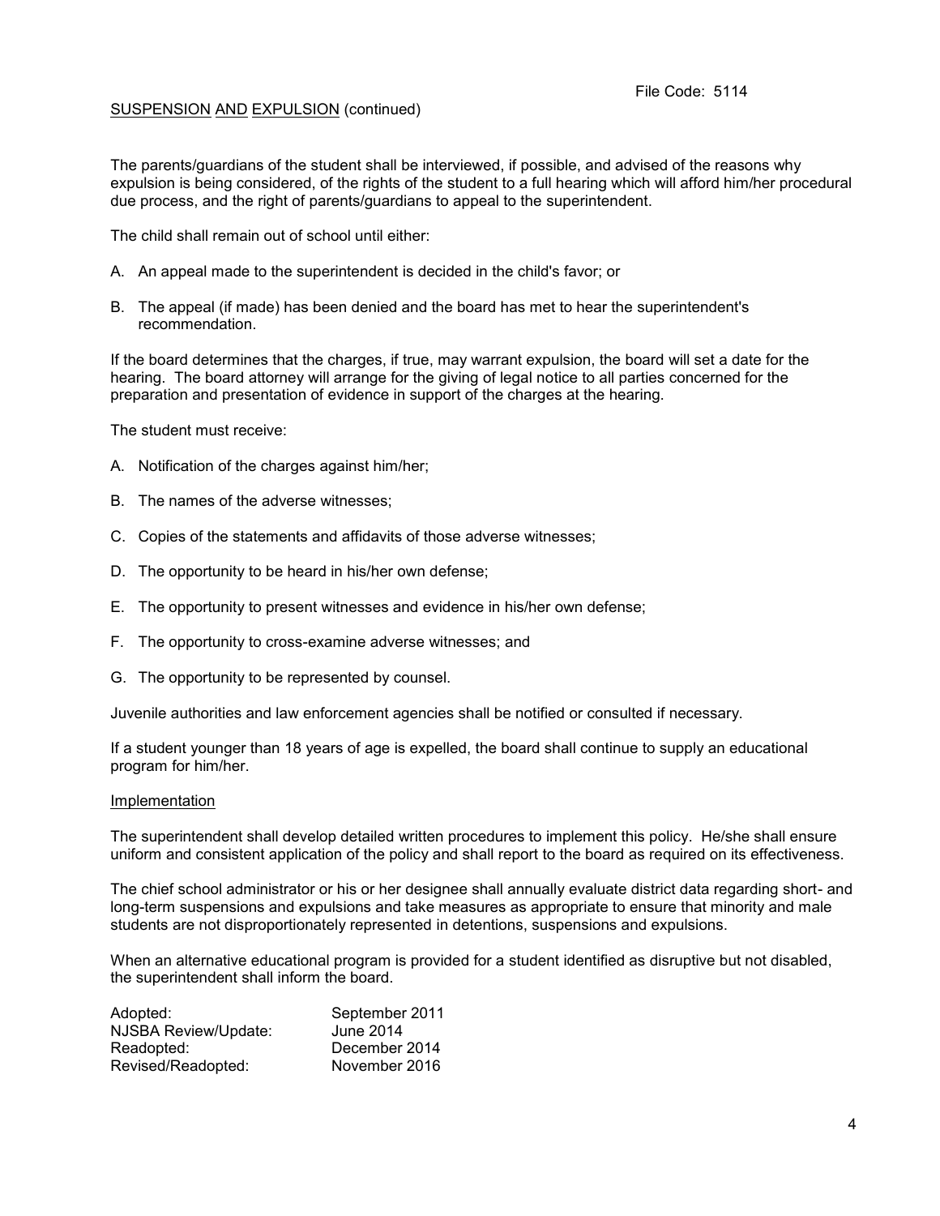SUSPENSION AND EXPULSION (continued)

The parents/guardians of the student shall be interviewed, if possible, and advised of the reasons why expulsion is being considered, of the rights of the student to a full hearing which will afford him/her procedural due process, and the right of parents/guardians to appeal to the superintendent.

The child shall remain out of school until either:

A. An appeal made to the superintendent is decided in the child's favor; or

B. The appeal (if made) has been denied and the board has met to hear the superintendent's recommendation.

If the board determines that the charges, if true, may warrant expulsion, the board will set a date for the hearing. The board attorney will arrange for the giving of legal notice to all parties concerned for the preparation and presentation of evidence in support of the charges at the hearing.

The student must receive:

A. Notification of the charges against him/her;

B. The names of the adverse witnesses;

C. Copies of the statements and affidavits of those adverse witnesses;

D. The opportunity to be heard in his/her own defense;

E. The opportunity to present witnesses and evidence in his/her own defense;

F. The opportunity to cross-examine adverse witnesses; and

G. The opportunity to be represented by counsel.

Juvenile authorities and law enforcement agencies shall be notified or consulted if necessary.

If a student younger than 18 years of age is expelled, the board shall continue to supply an educational program for him/her.

Implementation

The superintendent shall develop detailed written procedures to implement this policy. He/she shall ensure uniform and consistent application of the policy and shall report to the board as required on its effectiveness.

The chief school administrator or his or her designee shall annually evaluate district data regarding short- and long-term suspensions and expulsions and take measures as appropriate to ensure that minority and male students are not disproportionately represented in detentions, suspensions and expulsions.

When an alternative educational program is provided for a student identified as disruptive but not disabled, the superintendent shall inform the board.

| | |
|---|---|
| Adopted: | September 2011 |
| NJSBA Review/Update: | June 2014 |
| Readopted: | December 2014 |
| Revised/Readopted: | November 2016 |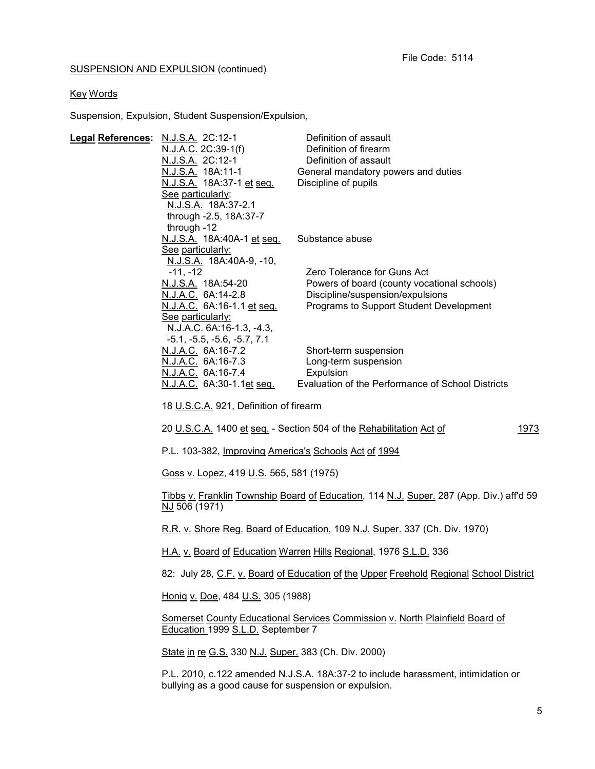File Code: 5114

SUSPENSION AND EXPULSION (continued)

Key Words

Suspension, Expulsion, Student Suspension/Expulsion,

**Legal References:**

| | |
|---|---|
| N.J.S.A. 2C:12-1 | Definition of assault |
| N.J.A.C. 2C:39-1(f) | Definition of firearm |
| N.J.S.A. 2C:12-1 | Definition of assault |
| N.J.S.A. 18A:11-1 | General mandatory powers and duties |
| N.J.S.A. 18A:37-1 et seq. See particularly: N.J.S.A. 18A:37-2.1 through -2.5, 18A:37-7 through -12 | Discipline of pupils |
| N.J.S.A. 18A:40A-1 et seq. See particularly: N.J.S.A. 18A:40A-9, -10, -11, -12 | Substance abuse |
| | Zero Tolerance for Guns Act |
| N.J.S.A. 18A:54-20 | Powers of board (county vocational schools) |
| N.J.A.C. 6A:14-2.8 | Discipline/suspension/expulsions |
| N.J.A.C. 6A:16-1.1 et seq. See particularly: N.J.A.C. 6A:16-1.3, -4.3, -5.1, -5.5, -5.6, -5.7, 7.1 | Programs to Support Student Development |
| N.J.A.C. 6A:16-7.2 | Short-term suspension |
| N.J.A.C. 6A:16-7.3 | Long-term suspension |
| N.J.A.C. 6A:16-7.4 | Expulsion |
| N.J.A.C. 6A:30-1.1et seq. | Evaluation of the Performance of School Districts |

18 U.S.C.A. 921, Definition of firearm

20 U.S.C.A. 1400 et seq. - Section 504 of the Rehabilitation Act of 1973

P.L. 103-382, Improving America's Schools Act of 1994

Goss v. Lopez, 419 U.S. 565, 581 (1975)

Tibbs v. Franklin Township Board of Education, 114 N.J. Super. 287 (App. Div.) aff'd 59 NJ 506 (1971)

R.R. v. Shore Reg. Board of Education, 109 N.J. Super. 337 (Ch. Div. 1970)

H.A. v. Board of Education Warren Hills Regional, 1976 S.L.D. 336

82: July 28, C.F. v. Board of Education of the Upper Freehold Regional School District

Honig v. Doe, 484 U.S. 305 (1988)

Somerset County Educational Services Commission v. North Plainfield Board of Education 1999 S.L.D. September 7

State in re G.S. 330 N.J. Super. 383 (Ch. Div. 2000)

P.L. 2010, c.122 amended N.J.S.A. 18A:37-2 to include harassment, intimidation or bullying as a good cause for suspension or expulsion.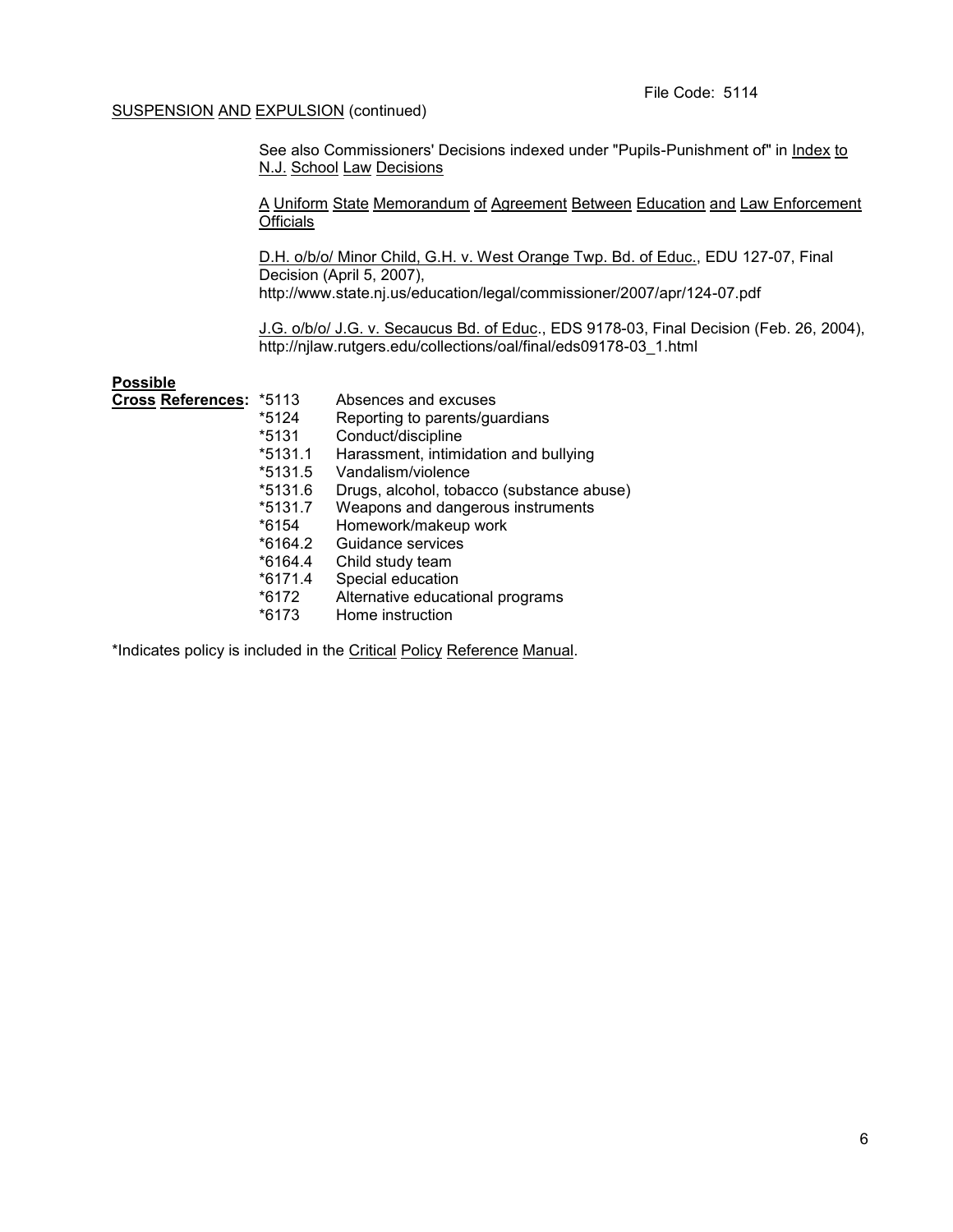File Code: 5114

SUSPENSION AND EXPULSION (continued)

See also Commissioners' Decisions indexed under "Pupils-Punishment of" in Index to N.J. School Law Decisions

A Uniform State Memorandum of Agreement Between Education and Law Enforcement Officials

D.H. o/b/o/ Minor Child, G.H. v. West Orange Twp. Bd. of Educ., EDU 127-07, Final Decision (April 5, 2007), http://www.state.nj.us/education/legal/commissioner/2007/apr/124-07.pdf

J.G. o/b/o/ J.G. v. Secaucus Bd. of Educ., EDS 9178-03, Final Decision (Feb. 26, 2004), http://njlaw.rutgers.edu/collections/oal/final/eds09178-03_1.html

**Possible Cross References:**

| | |
|---|---|
| *5113 | Absences and excuses |
| *5124 | Reporting to parents/guardians |
| *5131 | Conduct/discipline |
| *5131.1 | Harassment, intimidation and bullying |
| *5131.5 | Vandalism/violence |
| *5131.6 | Drugs, alcohol, tobacco (substance abuse) |
| *5131.7 | Weapons and dangerous instruments |
| *6154 | Homework/makeup work |
| *6164.2 | Guidance services |
| *6164.4 | Child study team |
| *6171.4 | Special education |
| *6172 | Alternative educational programs |
| *6173 | Home instruction |

*Indicates policy is included in the Critical Policy Reference Manual.